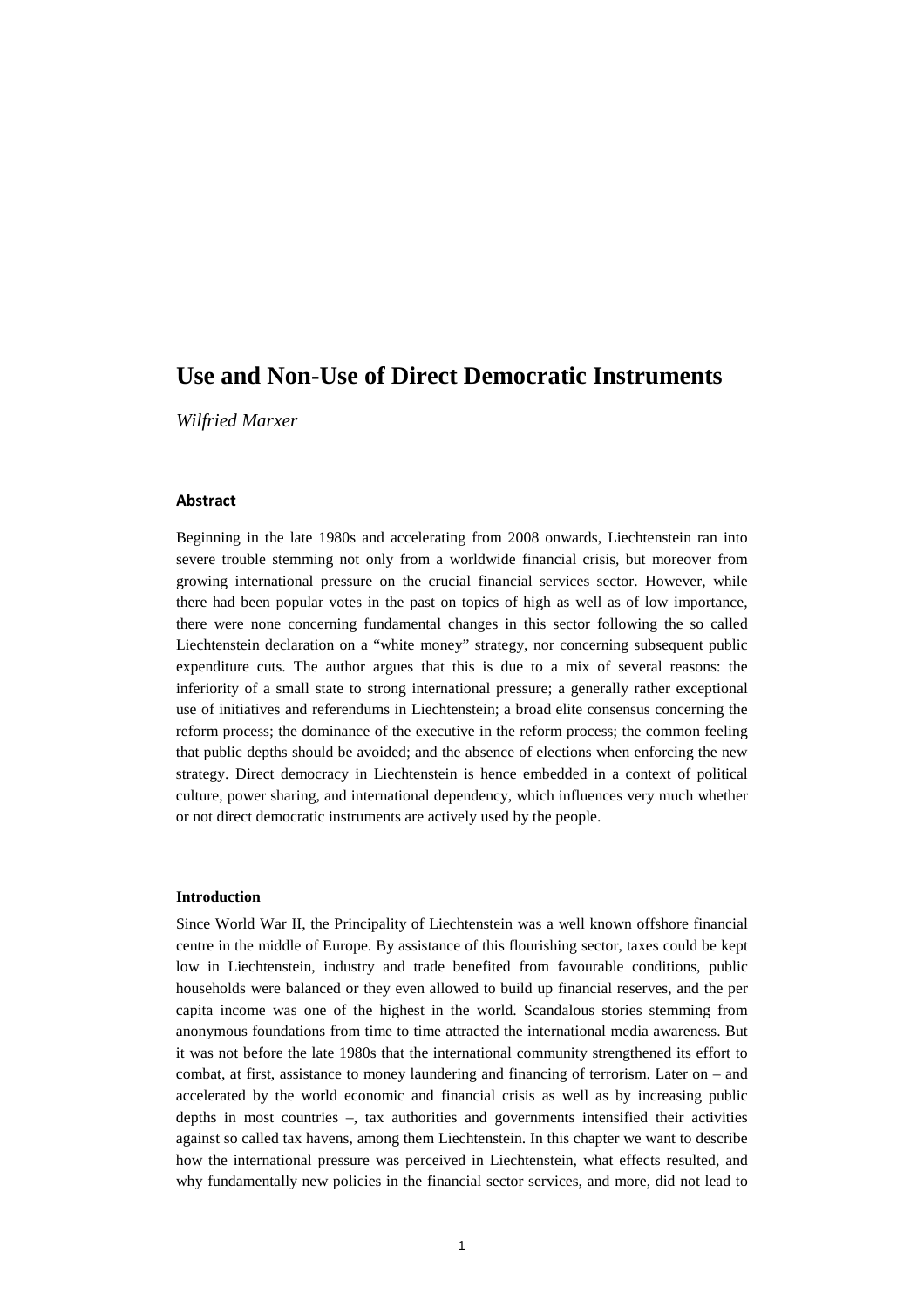# Use and Non-Use of Direct Democratic Instruments

*Wilfried Marxer*

### Abstract

Beginning in the late 1980s and accelerating from 2008 onwards, Liechtenstein ran into severe trouble stemming not only from a worldwide financial crisis, but moreover from growing international pressure on the crucial financial services sector. However, while there had been popular votes in the past on topics of high as well as of low importance, there were none concerning fundamental changes in this sector following the so called Liechtenstein declaration on a "white money" strategy, nor concerning subsequent public expenditure cuts. The author argues that this is due to a mix of several reasons: the inferiority of a small state to strong international pressure; a generally rather exceptional use of initiatives and referendums in Liechtenstein; a broad elite consensus concerning the reform process; the dominance of the executive in the reform process; the common feeling that public depths should be avoided; and the absence of elections when enforcing the new strategy. Direct democracy in Liechtenstein is hence embedded in a context of political culture, power sharing, and international dependency, which influences very much whether or not direct democratic instruments are actively used by the people.

### Introduction

Since World War II, the Principality of Liechtenstein was a well known offshore financial centre in the middle of Europe. By assistance of this flourishing sector, taxes could be kept low in Liechtenstein, industry and trade benefited from favourable conditions, public households were balanced or they even allowed to build up financial reserves, and the per capita income was one of the highest in the world. Scandalous stories stemming from anonymous foundations from time to time attracted the international media awareness. But it was not before the late 1980s that the international community strengthened its effort to combat, at first, assistance to money laundering and financing of terrorism. Later on – and accelerated by the world economic and financial crisis as well as by increasing public depths in most countries –, tax authorities and governments intensified their activities against so called tax havens, among them Liechtenstein. In this chapter we want to describe how the international pressure was perceived in Liechtenstein, what effects resulted, and why fundamentally new policies in the financial sector services, and more, did not lead to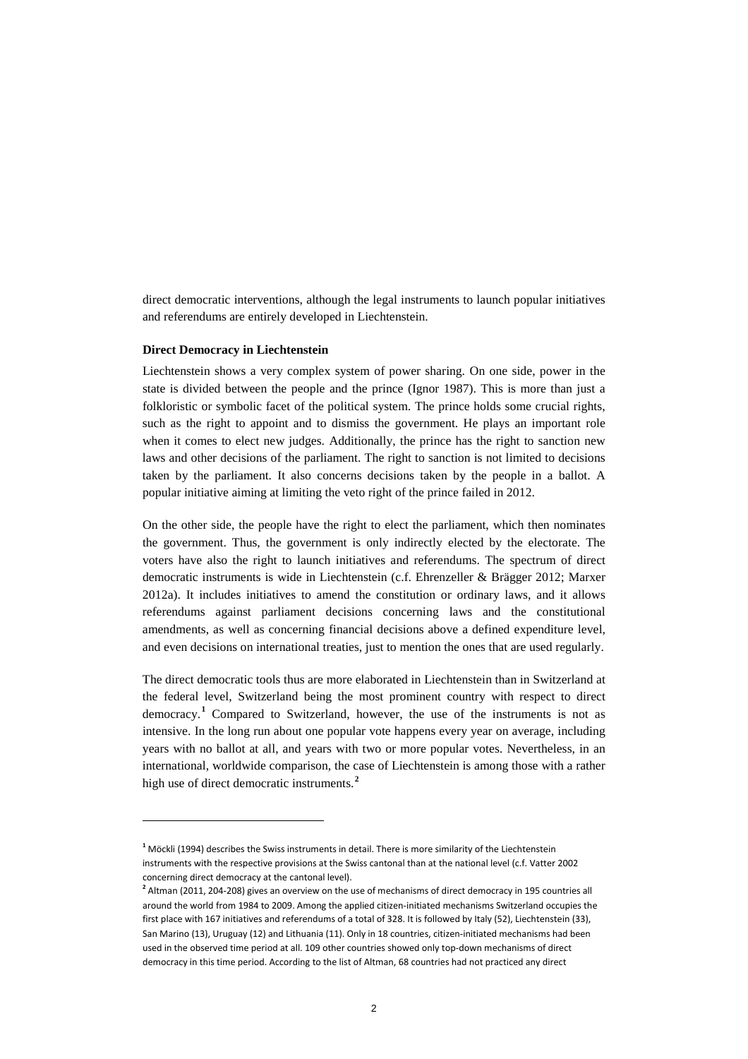direct democratic interventions, although the legal instruments to launch popular initiatives and referendums are entirely developed in Liechtenstein.

**Direct Democracy in Liechtenstein**

Liechtenstein shows a very complex system of power sharing. On one side, power in the state is divided between the people and the prince (Ignor 1987). This is more than just a folkloristic or symbolic facet of the political system. The prince holds some crucial rights, such as the right to appoint and to dismiss the government. He plays an important role when it comes to elect new judges. Additionally, the prince has the right to sanction new laws and other decisions of the parliament. The right to sanction is not limited to decisions taken by the parliament. It also concerns decisions taken by the people in a ballot. A popular initiative aiming at limiting the veto right of the prince failed in 2012.

On the other side, the people have the right to elect the parliament, which then nominates the government. Thus, the government is only indirectly elected by the electorate. The voters have also the right to launch initiatives and referendums. The spectrum of direct democratic instruments is wide in Liechtenstein (c.f. Ehrenzeller & Brägger 2012; Marxer 2012a). It includes initiatives to amend the constitution or ordinary laws, and it allows referendums against parliament decisions concerning laws and the constitutional amendments, as well as concerning financial decisions above a defined expenditure level, and even decisions on international treaties, just to mention the ones that are used regularly.

The direct democratic tools thus are more elaborated in Liechtenstein than in Switzerland at the federal level, Switzerland being the most prominent country with respect to direct democracy.[1] Compared to Switzerland, however, the use of the instruments is not as intensive. In the long run about one popular vote happens every year on average, including years with no ballot at all, and years with two or more popular votes. Nevertheless, in an international, worldwide comparison, the case of Liechtenstein is among those with a rather high use of direct democratic instruments.[2]

[1] Möckli (1994) describes the Swiss instruments in detail. There is more similarity of the Liechtenstein instruments with the respective provisions at the Swiss cantonal than at the national level (c.f. Vatter 2002 concerning direct democracy at the cantonal level).

[2] Altman (2011, 204-208) gives an overview on the use of mechanisms of direct democracy in 195 countries all around the world from 1984 to 2009. Among the applied citizen-initiated mechanisms Switzerland occupies the first place with 167 initiatives and referendums of a total of 328. It is followed by Italy (52), Liechtenstein (33), San Marino (13), Uruguay (12) and Lithuania (11). Only in 18 countries, citizen-initiated mechanisms had been used in the observed time period at all. 109 other countries showed only top-down mechanisms of direct democracy in this time period. According to the list of Altman, 68 countries had not practiced any direct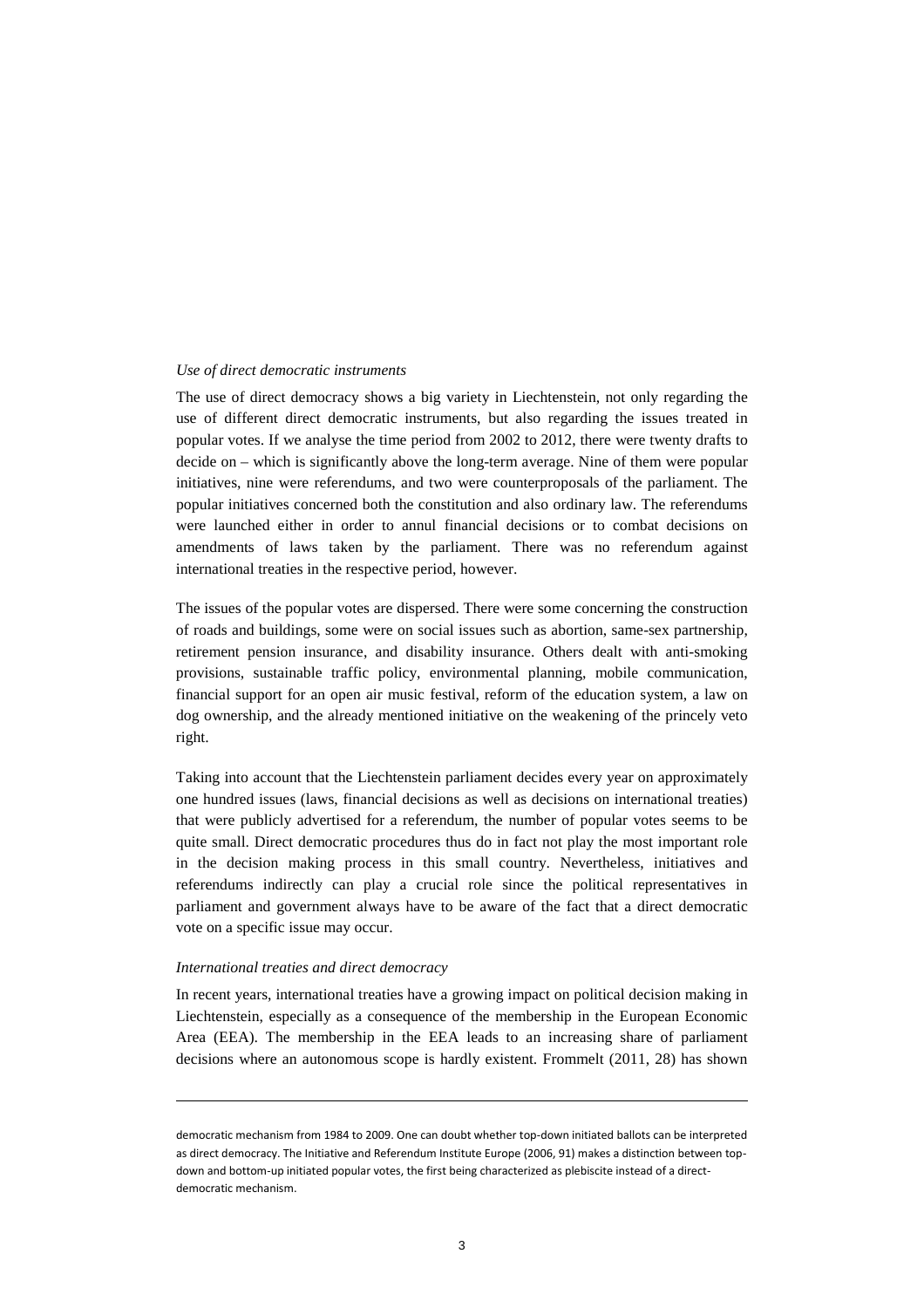*Use of direct democratic instruments*

The use of direct democracy shows a big variety in Liechtenstein, not only regarding the use of different direct democratic instruments, but also regarding the issues treated in popular votes. If we analyse the time period from 2002 to 2012, there were twenty drafts to decide on – which is significantly above the long-term average. Nine of them were popular initiatives, nine were referendums, and two were counterproposals of the parliament. The popular initiatives concerned both the constitution and also ordinary law. The referendums were launched either in order to annul financial decisions or to combat decisions on amendments of laws taken by the parliament. There was no referendum against international treaties in the respective period, however.

The issues of the popular votes are dispersed. There were some concerning the construction of roads and buildings, some were on social issues such as abortion, same-sex partnership, retirement pension insurance, and disability insurance. Others dealt with anti-smoking provisions, sustainable traffic policy, environmental planning, mobile communication, financial support for an open air music festival, reform of the education system, a law on dog ownership, and the already mentioned initiative on the weakening of the princely veto right.

Taking into account that the Liechtenstein parliament decides every year on approximately one hundred issues (laws, financial decisions as well as decisions on international treaties) that were publicly advertised for a referendum, the number of popular votes seems to be quite small. Direct democratic procedures thus do in fact not play the most important role in the decision making process in this small country. Nevertheless, initiatives and referendums indirectly can play a crucial role since the political representatives in parliament and government always have to be aware of the fact that a direct democratic vote on a specific issue may occur.

*International treaties and direct democracy*

In recent years, international treaties have a growing impact on political decision making in Liechtenstein, especially as a consequence of the membership in the European Economic Area (EEA). The membership in the EEA leads to an increasing share of parliament decisions where an autonomous scope is hardly existent. Frommelt (2011, 28) has shown

---

democratic mechanism from 1984 to 2009. One can doubt whether top-down initiated ballots can be interpreted as direct democracy. The Initiative and Referendum Institute Europe (2006, 91) makes a distinction between top-down and bottom-up initiated popular votes, the first being characterized as plebiscite instead of a direct-democratic mechanism.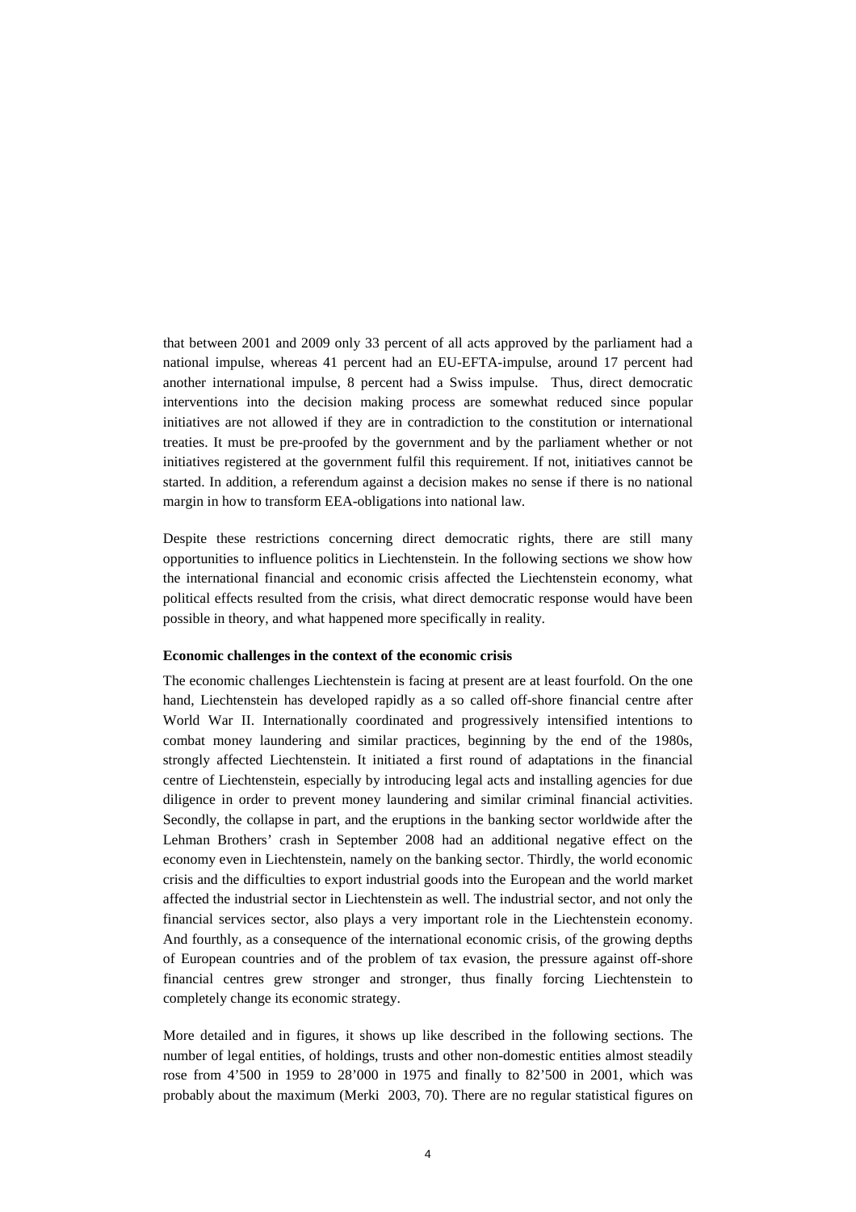that between 2001 and 2009 only 33 percent of all acts approved by the parliament had a national impulse, whereas 41 percent had an EU-EFTA-impulse, around 17 percent had another international impulse, 8 percent had a Swiss impulse. Thus, direct democratic interventions into the decision making process are somewhat reduced since popular initiatives are not allowed if they are in contradiction to the constitution or international treaties. It must be pre-proofed by the government and by the parliament whether or not initiatives registered at the government fulfil this requirement. If not, initiatives cannot be started. In addition, a referendum against a decision makes no sense if there is no national margin in how to transform EEA-obligations into national law.

Despite these restrictions concerning direct democratic rights, there are still many opportunities to influence politics in Liechtenstein. In the following sections we show how the international financial and economic crisis affected the Liechtenstein economy, what political effects resulted from the crisis, what direct democratic response would have been possible in theory, and what happened more specifically in reality.

**Economic challenges in the context of the economic crisis**

The economic challenges Liechtenstein is facing at present are at least fourfold. On the one hand, Liechtenstein has developed rapidly as a so called off-shore financial centre after World War II. Internationally coordinated and progressively intensified intentions to combat money laundering and similar practices, beginning by the end of the 1980s, strongly affected Liechtenstein. It initiated a first round of adaptations in the financial centre of Liechtenstein, especially by introducing legal acts and installing agencies for due diligence in order to prevent money laundering and similar criminal financial activities. Secondly, the collapse in part, and the eruptions in the banking sector worldwide after the Lehman Brothers' crash in September 2008 had an additional negative effect on the economy even in Liechtenstein, namely on the banking sector. Thirdly, the world economic crisis and the difficulties to export industrial goods into the European and the world market affected the industrial sector in Liechtenstein as well. The industrial sector, and not only the financial services sector, also plays a very important role in the Liechtenstein economy. And fourthly, as a consequence of the international economic crisis, of the growing depths of European countries and of the problem of tax evasion, the pressure against off-shore financial centres grew stronger and stronger, thus finally forcing Liechtenstein to completely change its economic strategy.

More detailed and in figures, it shows up like described in the following sections. The number of legal entities, of holdings, trusts and other non-domestic entities almost steadily rose from 4'500 in 1959 to 28'000 in 1975 and finally to 82'500 in 2001, which was probably about the maximum (Merki 2003, 70). There are no regular statistical figures on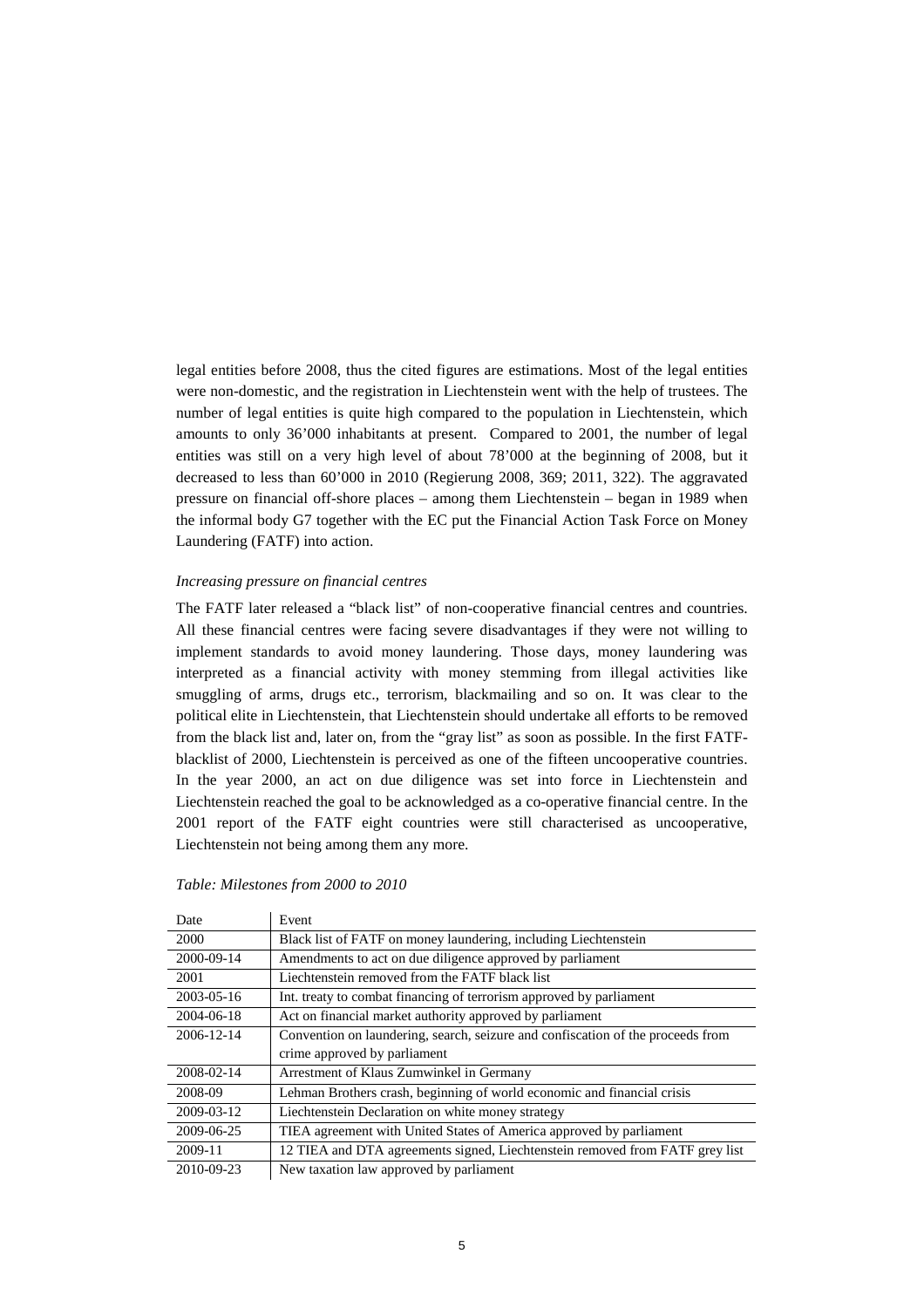legal entities before 2008, thus the cited figures are estimations. Most of the legal entities were non-domestic, and the registration in Liechtenstein went with the help of trustees. The number of legal entities is quite high compared to the population in Liechtenstein, which amounts to only 36'000 inhabitants at present. Compared to 2001, the number of legal entities was still on a very high level of about 78'000 at the beginning of 2008, but it decreased to less than 60'000 in 2010 (Regierung 2008, 369; 2011, 322). The aggravated pressure on financial off-shore places – among them Liechtenstein – began in 1989 when the informal body G7 together with the EC put the Financial Action Task Force on Money Laundering (FATF) into action.

*Increasing pressure on financial centres*

The FATF later released a "black list" of non-cooperative financial centres and countries. All these financial centres were facing severe disadvantages if they were not willing to implement standards to avoid money laundering. Those days, money laundering was interpreted as a financial activity with money stemming from illegal activities like smuggling of arms, drugs etc., terrorism, blackmailing and so on. It was clear to the political elite in Liechtenstein, that Liechtenstein should undertake all efforts to be removed from the black list and, later on, from the "gray list" as soon as possible. In the first FATF-blacklist of 2000, Liechtenstein is perceived as one of the fifteen uncooperative countries. In the year 2000, an act on due diligence was set into force in Liechtenstein and Liechtenstein reached the goal to be acknowledged as a co-operative financial centre. In the 2001 report of the FATF eight countries were still characterised as uncooperative, Liechtenstein not being among them any more.

*Table: Milestones from 2000 to 2010*

| Date | Event |
|---|---|
| 2000 | Black list of FATF on money laundering, including Liechtenstein |
| 2000-09-14 | Amendments to act on due diligence approved by parliament |
| 2001 | Liechtenstein removed from the FATF black list |
| 2003-05-16 | Int. treaty to combat financing of terrorism approved by parliament |
| 2004-06-18 | Act on financial market authority approved by parliament |
| 2006-12-14 | Convention on laundering, search, seizure and confiscation of the proceeds from crime approved by parliament |
| 2008-02-14 | Arrestment of Klaus Zumwinkel in Germany |
| 2008-09 | Lehman Brothers crash, beginning of world economic and financial crisis |
| 2009-03-12 | Liechtenstein Declaration on white money strategy |
| 2009-06-25 | TIEA agreement with United States of America approved by parliament |
| 2009-11 | 12 TIEA and DTA agreements signed, Liechtenstein removed from FATF grey list |
| 2010-09-23 | New taxation law approved by parliament |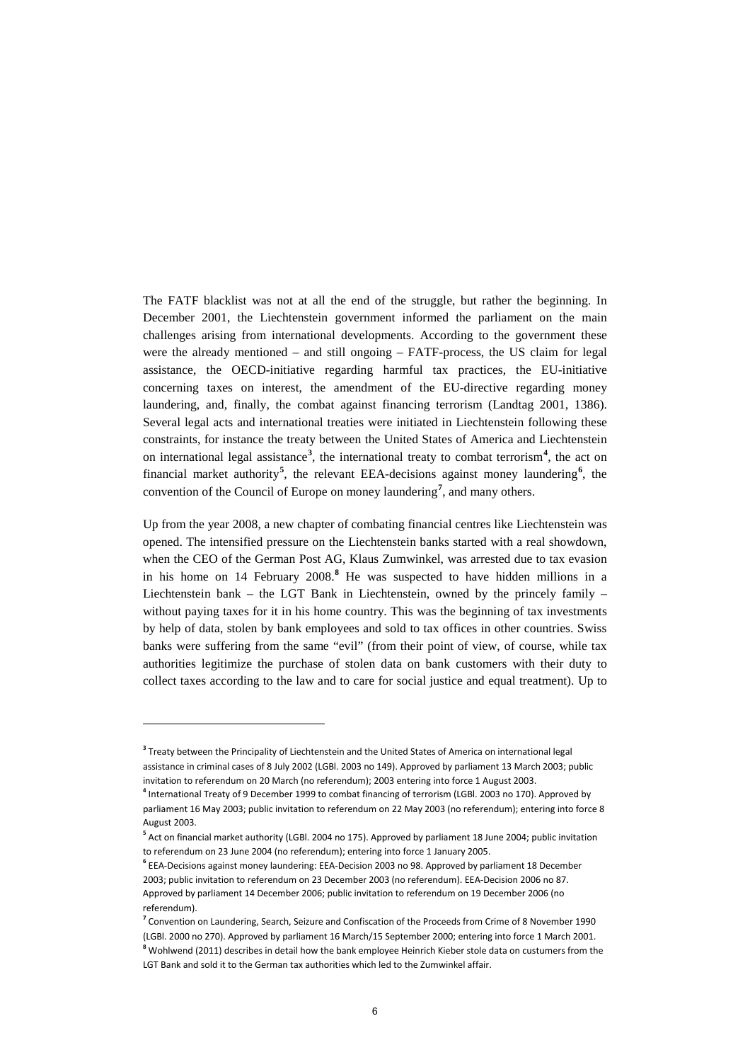The FATF blacklist was not at all the end of the struggle, but rather the beginning. In December 2001, the Liechtenstein government informed the parliament on the main challenges arising from international developments. According to the government these were the already mentioned – and still ongoing – FATF-process, the US claim for legal assistance, the OECD-initiative regarding harmful tax practices, the EU-initiative concerning taxes on interest, the amendment of the EU-directive regarding money laundering, and, finally, the combat against financing terrorism (Landtag 2001, 1386). Several legal acts and international treaties were initiated in Liechtenstein following these constraints, for instance the treaty between the United States of America and Liechtenstein on international legal assistance[3], the international treaty to combat terrorism[4], the act on financial market authority[5], the relevant EEA-decisions against money laundering[6], the convention of the Council of Europe on money laundering[7], and many others.

Up from the year 2008, a new chapter of combating financial centres like Liechtenstein was opened. The intensified pressure on the Liechtenstein banks started with a real showdown, when the CEO of the German Post AG, Klaus Zumwinkel, was arrested due to tax evasion in his home on 14 February 2008.[8] He was suspected to have hidden millions in a Liechtenstein bank – the LGT Bank in Liechtenstein, owned by the princely family – without paying taxes for it in his home country. This was the beginning of tax investments by help of data, stolen by bank employees and sold to tax offices in other countries. Swiss banks were suffering from the same "evil" (from their point of view, of course, while tax authorities legitimize the purchase of stolen data on bank customers with their duty to collect taxes according to the law and to care for social justice and equal treatment). Up to

---

[3] Treaty between the Principality of Liechtenstein and the United States of America on international legal assistance in criminal cases of 8 July 2002 (LGBl. 2003 no 149). Approved by parliament 13 March 2003; public invitation to referendum on 20 March (no referendum); 2003 entering into force 1 August 2003.

[4] International Treaty of 9 December 1999 to combat financing of terrorism (LGBl. 2003 no 170). Approved by parliament 16 May 2003; public invitation to referendum on 22 May 2003 (no referendum); entering into force 8 August 2003.

[5] Act on financial market authority (LGBl. 2004 no 175). Approved by parliament 18 June 2004; public invitation to referendum on 23 June 2004 (no referendum); entering into force 1 January 2005.

[6] EEA-Decisions against money laundering: EEA-Decision 2003 no 98. Approved by parliament 18 December 2003; public invitation to referendum on 23 December 2003 (no referendum). EEA-Decision 2006 no 87. Approved by parliament 14 December 2006; public invitation to referendum on 19 December 2006 (no referendum).

[7] Convention on Laundering, Search, Seizure and Confiscation of the Proceeds from Crime of 8 November 1990 (LGBl. 2000 no 270). Approved by parliament 16 March/15 September 2000; entering into force 1 March 2001.

[8] Wohlwend (2011) describes in detail how the bank employee Heinrich Kieber stole data on custumers from the LGT Bank and sold it to the German tax authorities which led to the Zumwinkel affair.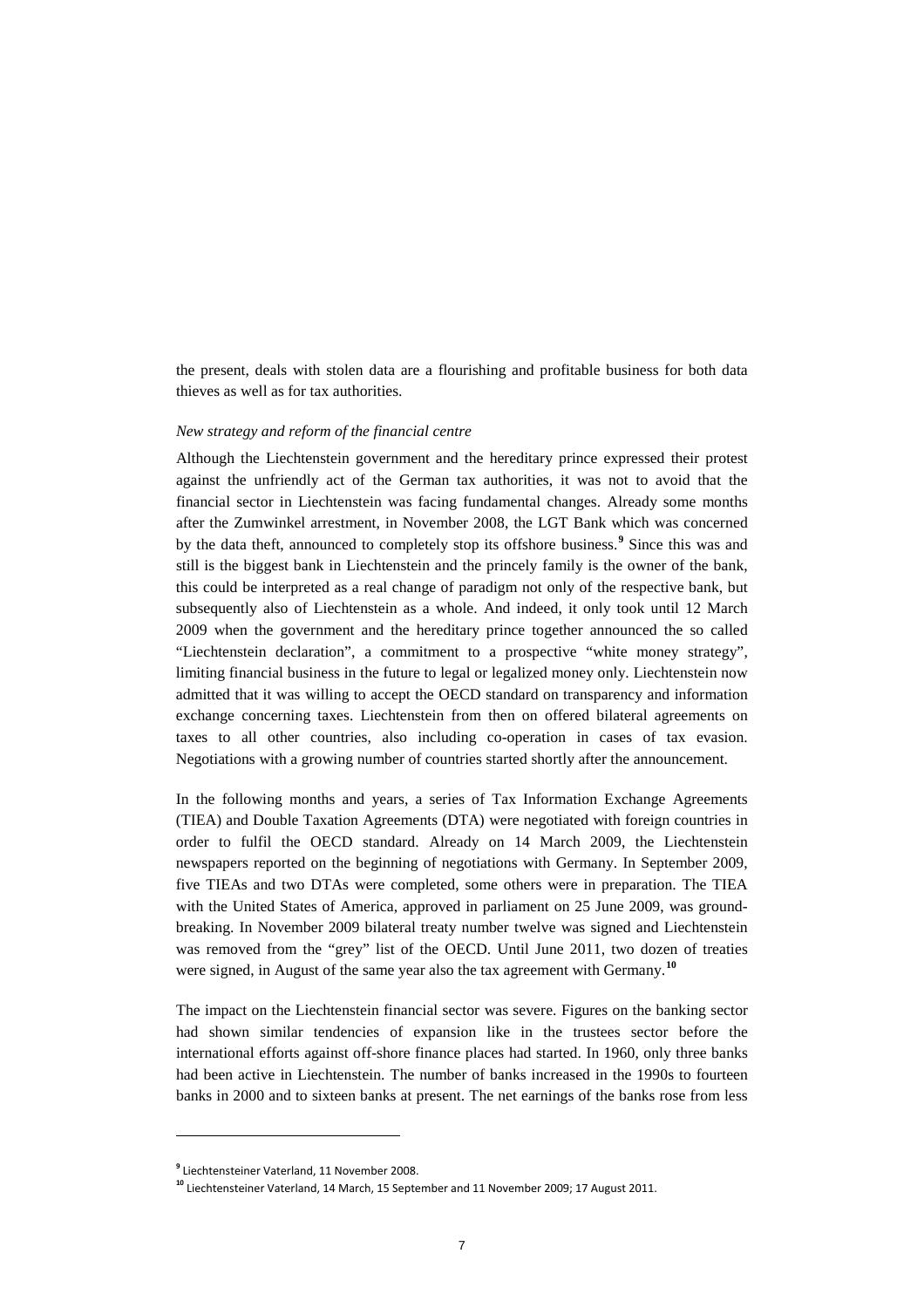the present, deals with stolen data are a flourishing and profitable business for both data thieves as well as for tax authorities.

*New strategy and reform of the financial centre*

Although the Liechtenstein government and the hereditary prince expressed their protest against the unfriendly act of the German tax authorities, it was not to avoid that the financial sector in Liechtenstein was facing fundamental changes. Already some months after the Zumwinkel arrestment, in November 2008, the LGT Bank which was concerned by the data theft, announced to completely stop its offshore business.[9] Since this was and still is the biggest bank in Liechtenstein and the princely family is the owner of the bank, this could be interpreted as a real change of paradigm not only of the respective bank, but subsequently also of Liechtenstein as a whole. And indeed, it only took until 12 March 2009 when the government and the hereditary prince together announced the so called "Liechtenstein declaration", a commitment to a prospective "white money strategy", limiting financial business in the future to legal or legalized money only. Liechtenstein now admitted that it was willing to accept the OECD standard on transparency and information exchange concerning taxes. Liechtenstein from then on offered bilateral agreements on taxes to all other countries, also including co-operation in cases of tax evasion. Negotiations with a growing number of countries started shortly after the announcement.

In the following months and years, a series of Tax Information Exchange Agreements (TIEA) and Double Taxation Agreements (DTA) were negotiated with foreign countries in order to fulfil the OECD standard. Already on 14 March 2009, the Liechtenstein newspapers reported on the beginning of negotiations with Germany. In September 2009, five TIEAs and two DTAs were completed, some others were in preparation. The TIEA with the United States of America, approved in parliament on 25 June 2009, was ground-breaking. In November 2009 bilateral treaty number twelve was signed and Liechtenstein was removed from the "grey" list of the OECD. Until June 2011, two dozen of treaties were signed, in August of the same year also the tax agreement with Germany.[10]

The impact on the Liechtenstein financial sector was severe. Figures on the banking sector had shown similar tendencies of expansion like in the trustees sector before the international efforts against off-shore finance places had started. In 1960, only three banks had been active in Liechtenstein. The number of banks increased in the 1990s to fourteen banks in 2000 and to sixteen banks at present. The net earnings of the banks rose from less

---

[9] Liechtensteiner Vaterland, 11 November 2008.

[10] Liechtensteiner Vaterland, 14 March, 15 September and 11 November 2009; 17 August 2011.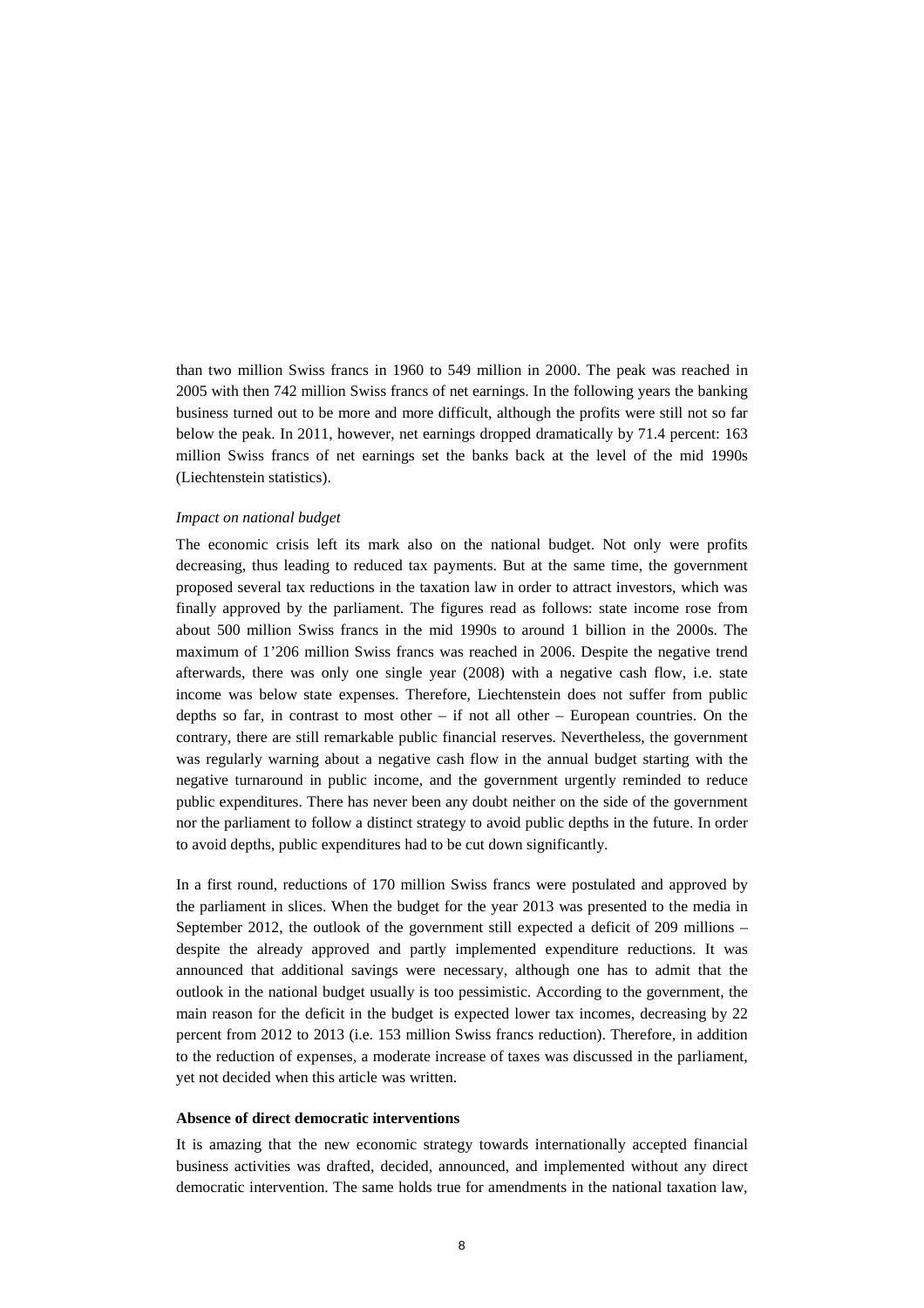than two million Swiss francs in 1960 to 549 million in 2000. The peak was reached in 2005 with then 742 million Swiss francs of net earnings. In the following years the banking business turned out to be more and more difficult, although the profits were still not so far below the peak. In 2011, however, net earnings dropped dramatically by 71.4 percent: 163 million Swiss francs of net earnings set the banks back at the level of the mid 1990s (Liechtenstein statistics).

*Impact on national budget*

The economic crisis left its mark also on the national budget. Not only were profits decreasing, thus leading to reduced tax payments. But at the same time, the government proposed several tax reductions in the taxation law in order to attract investors, which was finally approved by the parliament. The figures read as follows: state income rose from about 500 million Swiss francs in the mid 1990s to around 1 billion in the 2000s. The maximum of 1'206 million Swiss francs was reached in 2006. Despite the negative trend afterwards, there was only one single year (2008) with a negative cash flow, i.e. state income was below state expenses. Therefore, Liechtenstein does not suffer from public depths so far, in contrast to most other – if not all other – European countries. On the contrary, there are still remarkable public financial reserves. Nevertheless, the government was regularly warning about a negative cash flow in the annual budget starting with the negative turnaround in public income, and the government urgently reminded to reduce public expenditures. There has never been any doubt neither on the side of the government nor the parliament to follow a distinct strategy to avoid public depths in the future. In order to avoid depths, public expenditures had to be cut down significantly.

In a first round, reductions of 170 million Swiss francs were postulated and approved by the parliament in slices. When the budget for the year 2013 was presented to the media in September 2012, the outlook of the government still expected a deficit of 209 millions – despite the already approved and partly implemented expenditure reductions. It was announced that additional savings were necessary, although one has to admit that the outlook in the national budget usually is too pessimistic. According to the government, the main reason for the deficit in the budget is expected lower tax incomes, decreasing by 22 percent from 2012 to 2013 (i.e. 153 million Swiss francs reduction). Therefore, in addition to the reduction of expenses, a moderate increase of taxes was discussed in the parliament, yet not decided when this article was written.

**Absence of direct democratic interventions**

It is amazing that the new economic strategy towards internationally accepted financial business activities was drafted, decided, announced, and implemented without any direct democratic intervention. The same holds true for amendments in the national taxation law,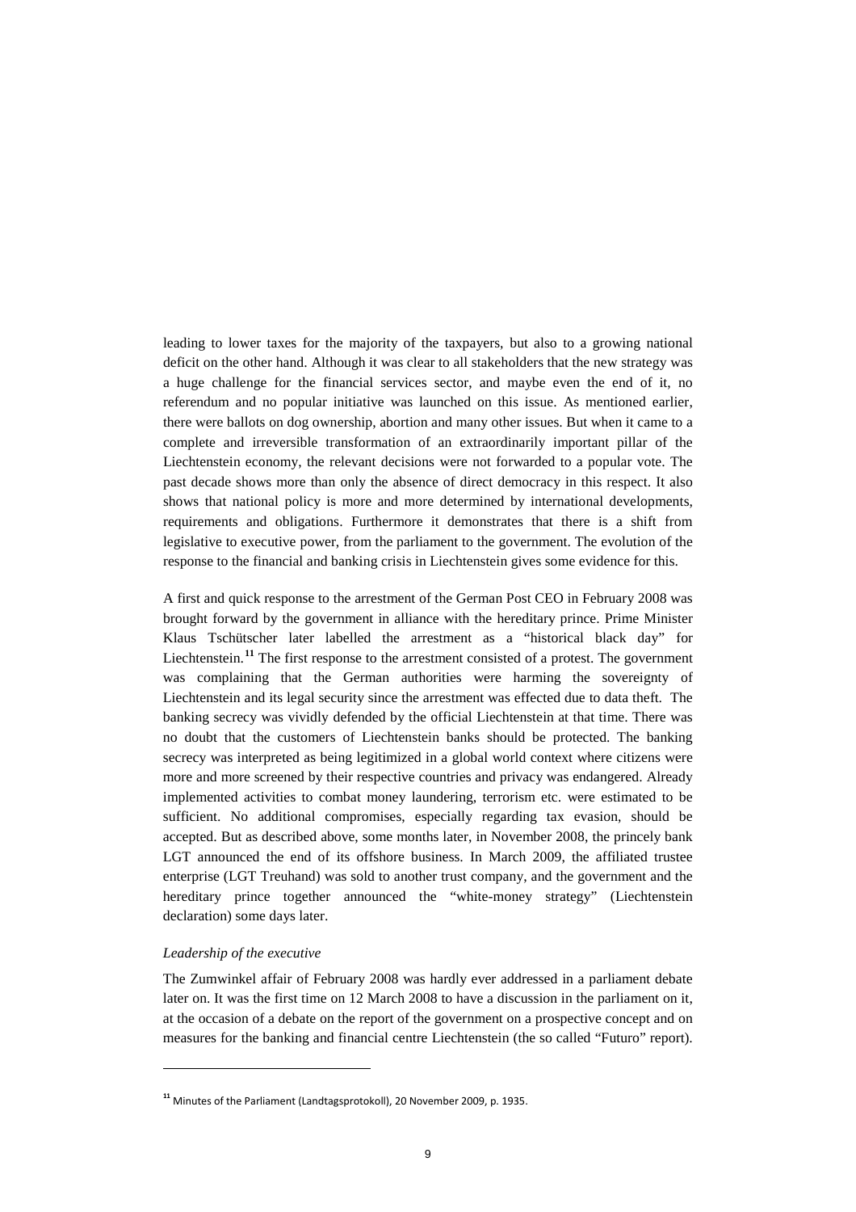leading to lower taxes for the majority of the taxpayers, but also to a growing national deficit on the other hand. Although it was clear to all stakeholders that the new strategy was a huge challenge for the financial services sector, and maybe even the end of it, no referendum and no popular initiative was launched on this issue. As mentioned earlier, there were ballots on dog ownership, abortion and many other issues. But when it came to a complete and irreversible transformation of an extraordinarily important pillar of the Liechtenstein economy, the relevant decisions were not forwarded to a popular vote. The past decade shows more than only the absence of direct democracy in this respect. It also shows that national policy is more and more determined by international developments, requirements and obligations. Furthermore it demonstrates that there is a shift from legislative to executive power, from the parliament to the government. The evolution of the response to the financial and banking crisis in Liechtenstein gives some evidence for this.

A first and quick response to the arrestment of the German Post CEO in February 2008 was brought forward by the government in alliance with the hereditary prince. Prime Minister Klaus Tschütscher later labelled the arrestment as a "historical black day" for Liechtenstein.[11] The first response to the arrestment consisted of a protest. The government was complaining that the German authorities were harming the sovereignty of Liechtenstein and its legal security since the arrestment was effected due to data theft. The banking secrecy was vividly defended by the official Liechtenstein at that time. There was no doubt that the customers of Liechtenstein banks should be protected. The banking secrecy was interpreted as being legitimized in a global world context where citizens were more and more screened by their respective countries and privacy was endangered. Already implemented activities to combat money laundering, terrorism etc. were estimated to be sufficient. No additional compromises, especially regarding tax evasion, should be accepted. But as described above, some months later, in November 2008, the princely bank LGT announced the end of its offshore business. In March 2009, the affiliated trustee enterprise (LGT Treuhand) was sold to another trust company, and the government and the hereditary prince together announced the "white-money strategy" (Liechtenstein declaration) some days later.

*Leadership of the executive*

The Zumwinkel affair of February 2008 was hardly ever addressed in a parliament debate later on. It was the first time on 12 March 2008 to have a discussion in the parliament on it, at the occasion of a debate on the report of the government on a prospective concept and on measures for the banking and financial centre Liechtenstein (the so called "Futuro" report).

[11] Minutes of the Parliament (Landtagsprotokoll), 20 November 2009, p. 1935.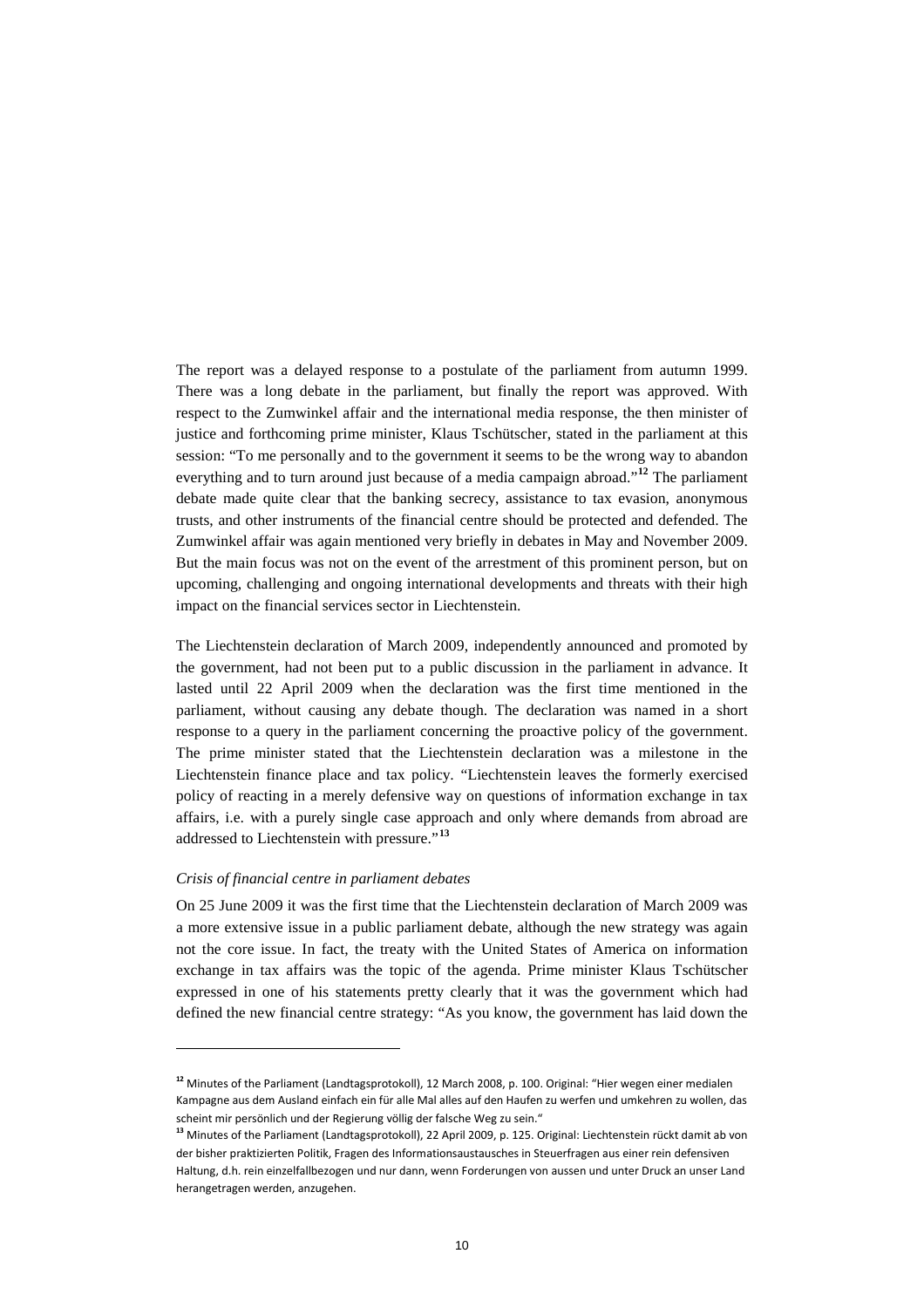The report was a delayed response to a postulate of the parliament from autumn 1999. There was a long debate in the parliament, but finally the report was approved. With respect to the Zumwinkel affair and the international media response, the then minister of justice and forthcoming prime minister, Klaus Tschütscher, stated in the parliament at this session: "To me personally and to the government it seems to be the wrong way to abandon everything and to turn around just because of a media campaign abroad."[12] The parliament debate made quite clear that the banking secrecy, assistance to tax evasion, anonymous trusts, and other instruments of the financial centre should be protected and defended. The Zumwinkel affair was again mentioned very briefly in debates in May and November 2009. But the main focus was not on the event of the arrestment of this prominent person, but on upcoming, challenging and ongoing international developments and threats with their high impact on the financial services sector in Liechtenstein.

The Liechtenstein declaration of March 2009, independently announced and promoted by the government, had not been put to a public discussion in the parliament in advance. It lasted until 22 April 2009 when the declaration was the first time mentioned in the parliament, without causing any debate though. The declaration was named in a short response to a query in the parliament concerning the proactive policy of the government. The prime minister stated that the Liechtenstein declaration was a milestone in the Liechtenstein finance place and tax policy. "Liechtenstein leaves the formerly exercised policy of reacting in a merely defensive way on questions of information exchange in tax affairs, i.e. with a purely single case approach and only where demands from abroad are addressed to Liechtenstein with pressure."[13]

*Crisis of financial centre in parliament debates*

On 25 June 2009 it was the first time that the Liechtenstein declaration of March 2009 was a more extensive issue in a public parliament debate, although the new strategy was again not the core issue. In fact, the treaty with the United States of America on information exchange in tax affairs was the topic of the agenda. Prime minister Klaus Tschütscher expressed in one of his statements pretty clearly that it was the government which had defined the new financial centre strategy: "As you know, the government has laid down the

---

[12] Minutes of the Parliament (Landtagsprotokoll), 12 March 2008, p. 100. Original: "Hier wegen einer medialen Kampagne aus dem Ausland einfach ein für alle Mal alles auf den Haufen zu werfen und umkehren zu wollen, das scheint mir persönlich und der Regierung völlig der falsche Weg zu sein."

[13] Minutes of the Parliament (Landtagsprotokoll), 22 April 2009, p. 125. Original: Liechtenstein rückt damit ab von der bisher praktizierten Politik, Fragen des Informationsaustausches in Steuerfragen aus einer rein defensiven Haltung, d.h. rein einzelfallbezogen und nur dann, wenn Forderungen von aussen und unter Druck an unser Land herangetragen werden, anzugehen.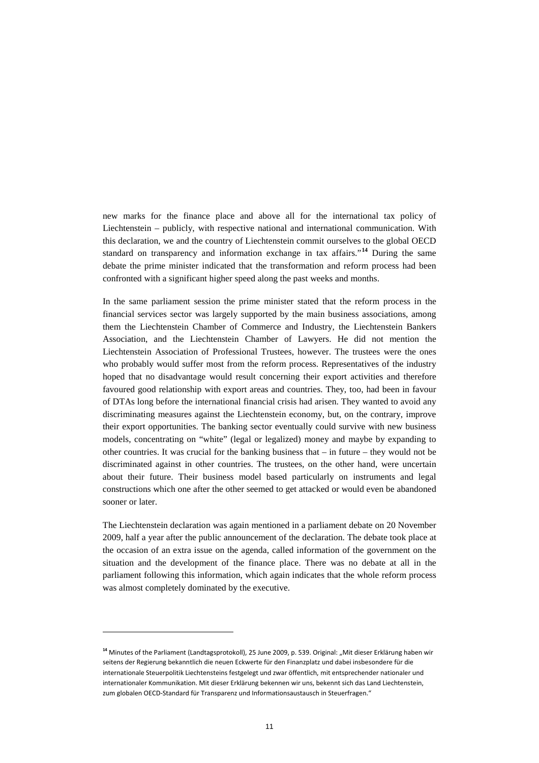new marks for the finance place and above all for the international tax policy of Liechtenstein – publicly, with respective national and international communication. With this declaration, we and the country of Liechtenstein commit ourselves to the global OECD standard on transparency and information exchange in tax affairs."[14] During the same debate the prime minister indicated that the transformation and reform process had been confronted with a significant higher speed along the past weeks and months.

In the same parliament session the prime minister stated that the reform process in the financial services sector was largely supported by the main business associations, among them the Liechtenstein Chamber of Commerce and Industry, the Liechtenstein Bankers Association, and the Liechtenstein Chamber of Lawyers. He did not mention the Liechtenstein Association of Professional Trustees, however. The trustees were the ones who probably would suffer most from the reform process. Representatives of the industry hoped that no disadvantage would result concerning their export activities and therefore favoured good relationship with export areas and countries. They, too, had been in favour of DTAs long before the international financial crisis had arisen. They wanted to avoid any discriminating measures against the Liechtenstein economy, but, on the contrary, improve their export opportunities. The banking sector eventually could survive with new business models, concentrating on "white" (legal or legalized) money and maybe by expanding to other countries. It was crucial for the banking business that – in future – they would not be discriminated against in other countries. The trustees, on the other hand, were uncertain about their future. Their business model based particularly on instruments and legal constructions which one after the other seemed to get attacked or would even be abandoned sooner or later.

The Liechtenstein declaration was again mentioned in a parliament debate on 20 November 2009, half a year after the public announcement of the declaration. The debate took place at the occasion of an extra issue on the agenda, called information of the government on the situation and the development of the finance place. There was no debate at all in the parliament following this information, which again indicates that the whole reform process was almost completely dominated by the executive.

---

[14] Minutes of the Parliament (Landtagsprotokoll), 25 June 2009, p. 539. Original: „Mit dieser Erklärung haben wir seitens der Regierung bekanntlich die neuen Eckwerte für den Finanzplatz und dabei insbesondere für die internationale Steuerpolitik Liechtensteins festgelegt und zwar öffentlich, mit entsprechender nationaler und internationaler Kommunikation. Mit dieser Erklärung bekennen wir uns, bekennt sich das Land Liechtenstein, zum globalen OECD-Standard für Transparenz und Informationsaustausch in Steuerfragen."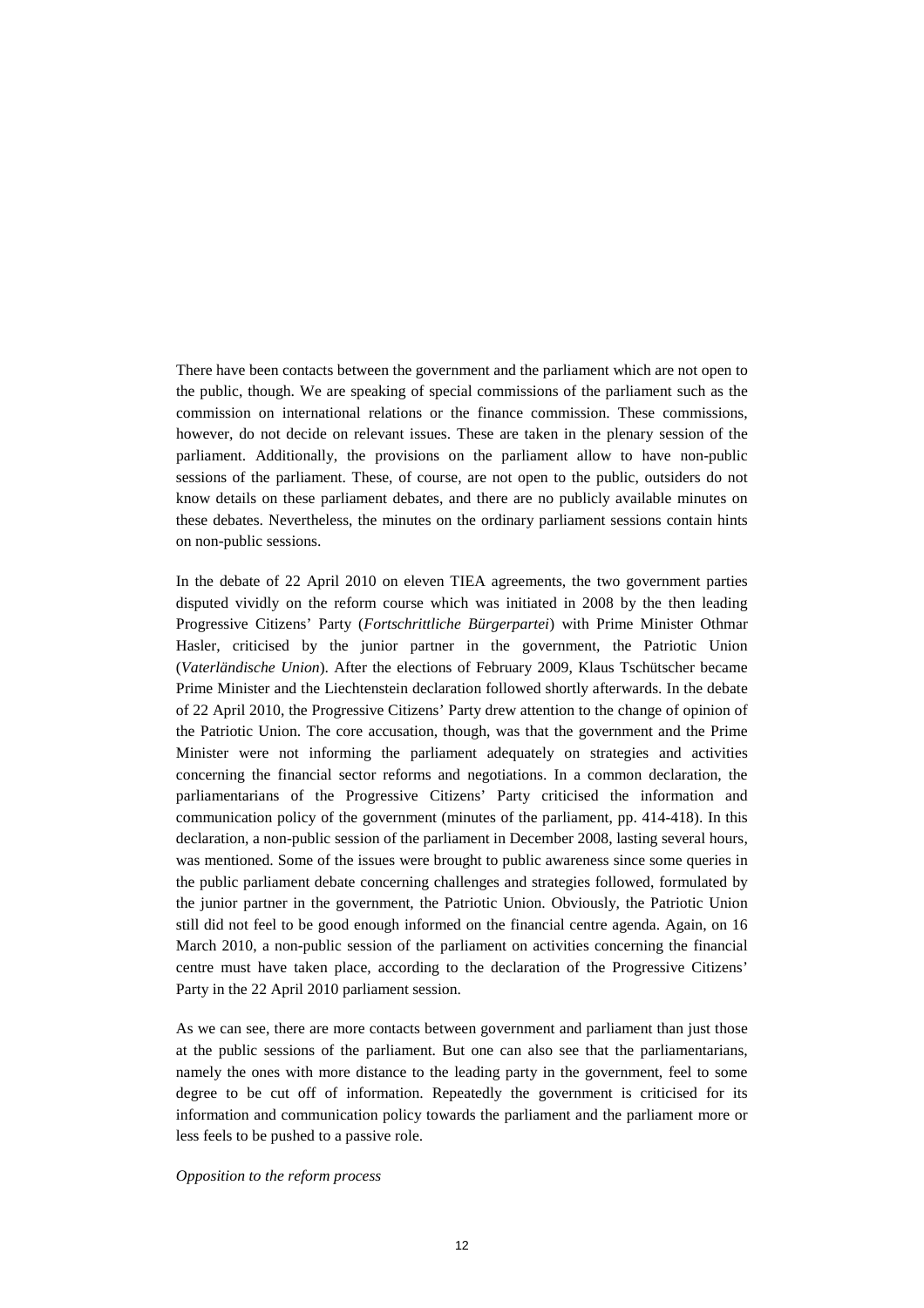There have been contacts between the government and the parliament which are not open to the public, though. We are speaking of special commissions of the parliament such as the commission on international relations or the finance commission. These commissions, however, do not decide on relevant issues. These are taken in the plenary session of the parliament. Additionally, the provisions on the parliament allow to have non-public sessions of the parliament. These, of course, are not open to the public, outsiders do not know details on these parliament debates, and there are no publicly available minutes on these debates. Nevertheless, the minutes on the ordinary parliament sessions contain hints on non-public sessions.

In the debate of 22 April 2010 on eleven TIEA agreements, the two government parties disputed vividly on the reform course which was initiated in 2008 by the then leading Progressive Citizens' Party (*Fortschrittliche Bürgerpartei*) with Prime Minister Othmar Hasler, criticised by the junior partner in the government, the Patriotic Union (*Vaterländische Union*). After the elections of February 2009, Klaus Tschütscher became Prime Minister and the Liechtenstein declaration followed shortly afterwards. In the debate of 22 April 2010, the Progressive Citizens' Party drew attention to the change of opinion of the Patriotic Union. The core accusation, though, was that the government and the Prime Minister were not informing the parliament adequately on strategies and activities concerning the financial sector reforms and negotiations. In a common declaration, the parliamentarians of the Progressive Citizens' Party criticised the information and communication policy of the government (minutes of the parliament, pp. 414-418). In this declaration, a non-public session of the parliament in December 2008, lasting several hours, was mentioned. Some of the issues were brought to public awareness since some queries in the public parliament debate concerning challenges and strategies followed, formulated by the junior partner in the government, the Patriotic Union. Obviously, the Patriotic Union still did not feel to be good enough informed on the financial centre agenda. Again, on 16 March 2010, a non-public session of the parliament on activities concerning the financial centre must have taken place, according to the declaration of the Progressive Citizens' Party in the 22 April 2010 parliament session.

As we can see, there are more contacts between government and parliament than just those at the public sessions of the parliament. But one can also see that the parliamentarians, namely the ones with more distance to the leading party in the government, feel to some degree to be cut off of information. Repeatedly the government is criticised for its information and communication policy towards the parliament and the parliament more or less feels to be pushed to a passive role.

*Opposition to the reform process*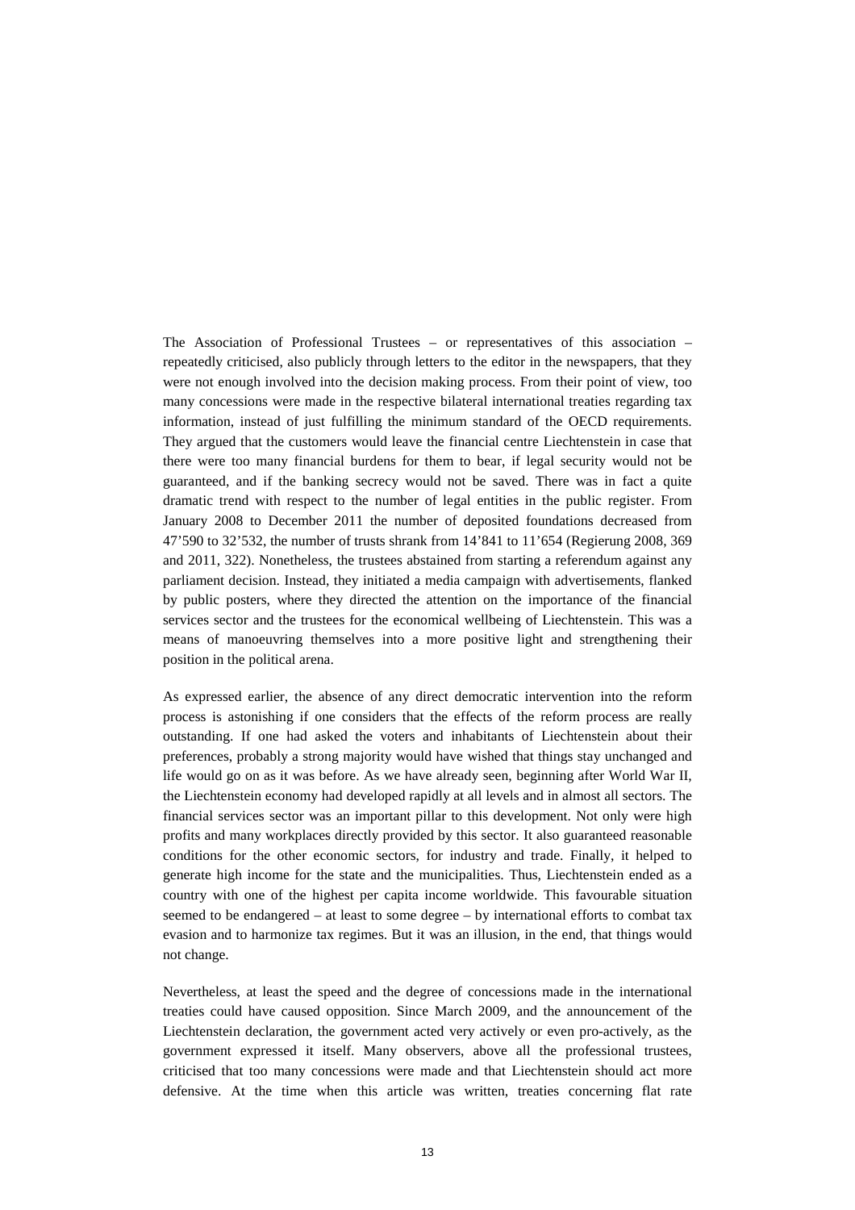The Association of Professional Trustees – or representatives of this association – repeatedly criticised, also publicly through letters to the editor in the newspapers, that they were not enough involved into the decision making process. From their point of view, too many concessions were made in the respective bilateral international treaties regarding tax information, instead of just fulfilling the minimum standard of the OECD requirements. They argued that the customers would leave the financial centre Liechtenstein in case that there were too many financial burdens for them to bear, if legal security would not be guaranteed, and if the banking secrecy would not be saved. There was in fact a quite dramatic trend with respect to the number of legal entities in the public register. From January 2008 to December 2011 the number of deposited foundations decreased from 47'590 to 32'532, the number of trusts shrank from 14'841 to 11'654 (Regierung 2008, 369 and 2011, 322). Nonetheless, the trustees abstained from starting a referendum against any parliament decision. Instead, they initiated a media campaign with advertisements, flanked by public posters, where they directed the attention on the importance of the financial services sector and the trustees for the economical wellbeing of Liechtenstein. This was a means of manoeuvring themselves into a more positive light and strengthening their position in the political arena.

As expressed earlier, the absence of any direct democratic intervention into the reform process is astonishing if one considers that the effects of the reform process are really outstanding. If one had asked the voters and inhabitants of Liechtenstein about their preferences, probably a strong majority would have wished that things stay unchanged and life would go on as it was before. As we have already seen, beginning after World War II, the Liechtenstein economy had developed rapidly at all levels and in almost all sectors. The financial services sector was an important pillar to this development. Not only were high profits and many workplaces directly provided by this sector. It also guaranteed reasonable conditions for the other economic sectors, for industry and trade. Finally, it helped to generate high income for the state and the municipalities. Thus, Liechtenstein ended as a country with one of the highest per capita income worldwide. This favourable situation seemed to be endangered – at least to some degree – by international efforts to combat tax evasion and to harmonize tax regimes. But it was an illusion, in the end, that things would not change.

Nevertheless, at least the speed and the degree of concessions made in the international treaties could have caused opposition. Since March 2009, and the announcement of the Liechtenstein declaration, the government acted very actively or even pro-actively, as the government expressed it itself. Many observers, above all the professional trustees, criticised that too many concessions were made and that Liechtenstein should act more defensive. At the time when this article was written, treaties concerning flat rate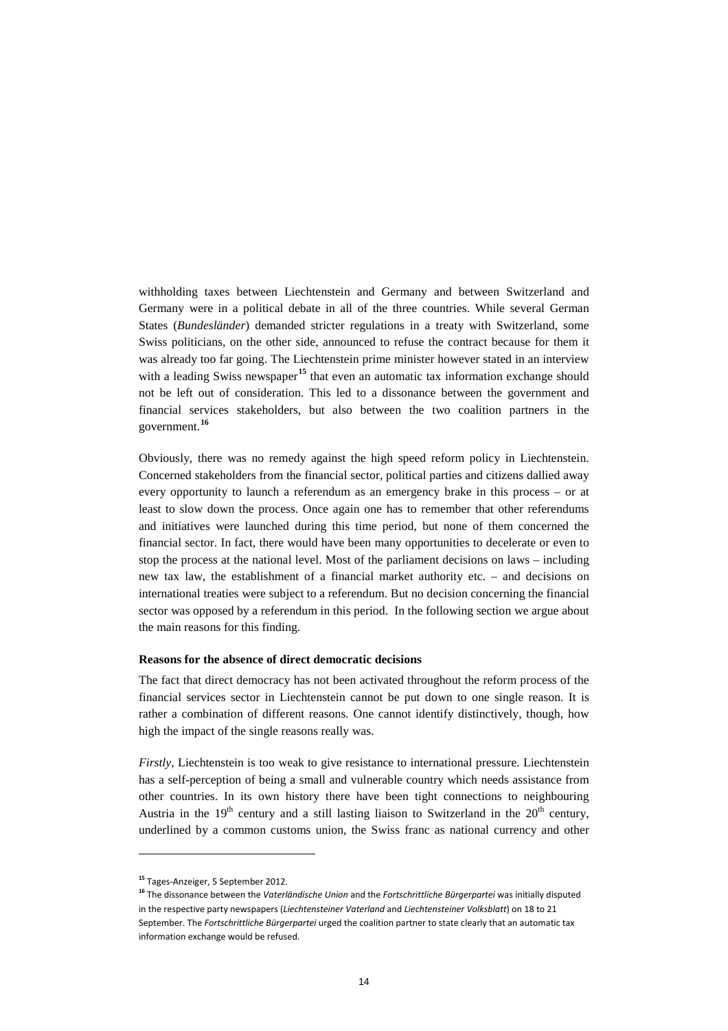withholding taxes between Liechtenstein and Germany and between Switzerland and Germany were in a political debate in all of the three countries. While several German States (*Bundesländer*) demanded stricter regulations in a treaty with Switzerland, some Swiss politicians, on the other side, announced to refuse the contract because for them it was already too far going. The Liechtenstein prime minister however stated in an interview with a leading Swiss newspaper[15] that even an automatic tax information exchange should not be left out of consideration. This led to a dissonance between the government and financial services stakeholders, but also between the two coalition partners in the government.[16]

Obviously, there was no remedy against the high speed reform policy in Liechtenstein. Concerned stakeholders from the financial sector, political parties and citizens dallied away every opportunity to launch a referendum as an emergency brake in this process – or at least to slow down the process. Once again one has to remember that other referendums and initiatives were launched during this time period, but none of them concerned the financial sector. In fact, there would have been many opportunities to decelerate or even to stop the process at the national level. Most of the parliament decisions on laws – including new tax law, the establishment of a financial market authority etc. – and decisions on international treaties were subject to a referendum. But no decision concerning the financial sector was opposed by a referendum in this period. In the following section we argue about the main reasons for this finding.

**Reasons for the absence of direct democratic decisions**

The fact that direct democracy has not been activated throughout the reform process of the financial services sector in Liechtenstein cannot be put down to one single reason. It is rather a combination of different reasons. One cannot identify distinctively, though, how high the impact of the single reasons really was.

*Firstly*, Liechtenstein is too weak to give resistance to international pressure. Liechtenstein has a self-perception of being a small and vulnerable country which needs assistance from other countries. In its own history there have been tight connections to neighbouring Austria in the 19th century and a still lasting liaison to Switzerland in the 20th century, underlined by a common customs union, the Swiss franc as national currency and other

---

[15] Tages-Anzeiger, 5 September 2012.

[16] The dissonance between the *Vaterländische Union* and the *Fortschrittliche Bürgerpartei* was initially disputed in the respective party newspapers (*Liechtensteiner Vaterland* and *Liechtensteiner Volksblatt*) on 18 to 21 September. The *Fortschrittliche Bürgerpartei* urged the coalition partner to state clearly that an automatic tax information exchange would be refused.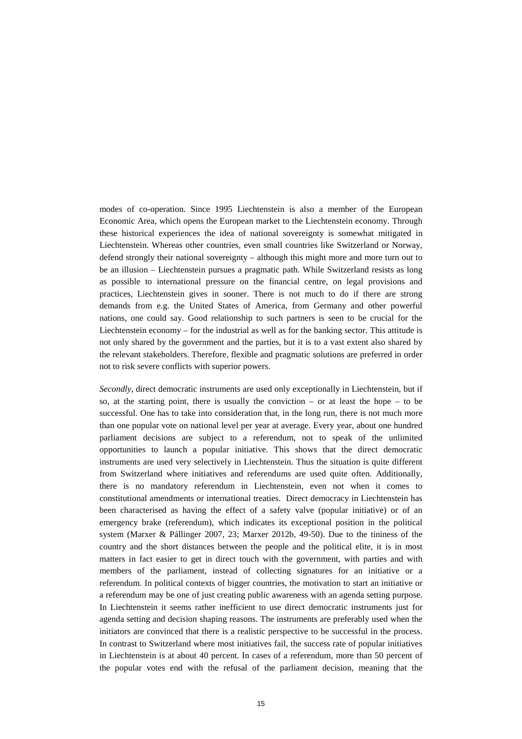modes of co-operation. Since 1995 Liechtenstein is also a member of the European Economic Area, which opens the European market to the Liechtenstein economy. Through these historical experiences the idea of national sovereignty is somewhat mitigated in Liechtenstein. Whereas other countries, even small countries like Switzerland or Norway, defend strongly their national sovereignty – although this might more and more turn out to be an illusion – Liechtenstein pursues a pragmatic path. While Switzerland resists as long as possible to international pressure on the financial centre, on legal provisions and practices, Liechtenstein gives in sooner. There is not much to do if there are strong demands from e.g. the United States of America, from Germany and other powerful nations, one could say. Good relationship to such partners is seen to be crucial for the Liechtenstein economy – for the industrial as well as for the banking sector. This attitude is not only shared by the government and the parties, but it is to a vast extent also shared by the relevant stakeholders. Therefore, flexible and pragmatic solutions are preferred in order not to risk severe conflicts with superior powers.

*Secondly*, direct democratic instruments are used only exceptionally in Liechtenstein, but if so, at the starting point, there is usually the conviction – or at least the hope – to be successful. One has to take into consideration that, in the long run, there is not much more than one popular vote on national level per year at average. Every year, about one hundred parliament decisions are subject to a referendum, not to speak of the unlimited opportunities to launch a popular initiative. This shows that the direct democratic instruments are used very selectively in Liechtenstein. Thus the situation is quite different from Switzerland where initiatives and referendums are used quite often. Additionally, there is no mandatory referendum in Liechtenstein, even not when it comes to constitutional amendments or international treaties. Direct democracy in Liechtenstein has been characterised as having the effect of a safety valve (popular initiative) or of an emergency brake (referendum), which indicates its exceptional position in the political system (Marxer & Pállinger 2007, 23; Marxer 2012b, 49-50). Due to the tininess of the country and the short distances between the people and the political elite, it is in most matters in fact easier to get in direct touch with the government, with parties and with members of the parliament, instead of collecting signatures for an initiative or a referendum. In political contexts of bigger countries, the motivation to start an initiative or a referendum may be one of just creating public awareness with an agenda setting purpose. In Liechtenstein it seems rather inefficient to use direct democratic instruments just for agenda setting and decision shaping reasons. The instruments are preferably used when the initiators are convinced that there is a realistic perspective to be successful in the process. In contrast to Switzerland where most initiatives fail, the success rate of popular initiatives in Liechtenstein is at about 40 percent. In cases of a referendum, more than 50 percent of the popular votes end with the refusal of the parliament decision, meaning that the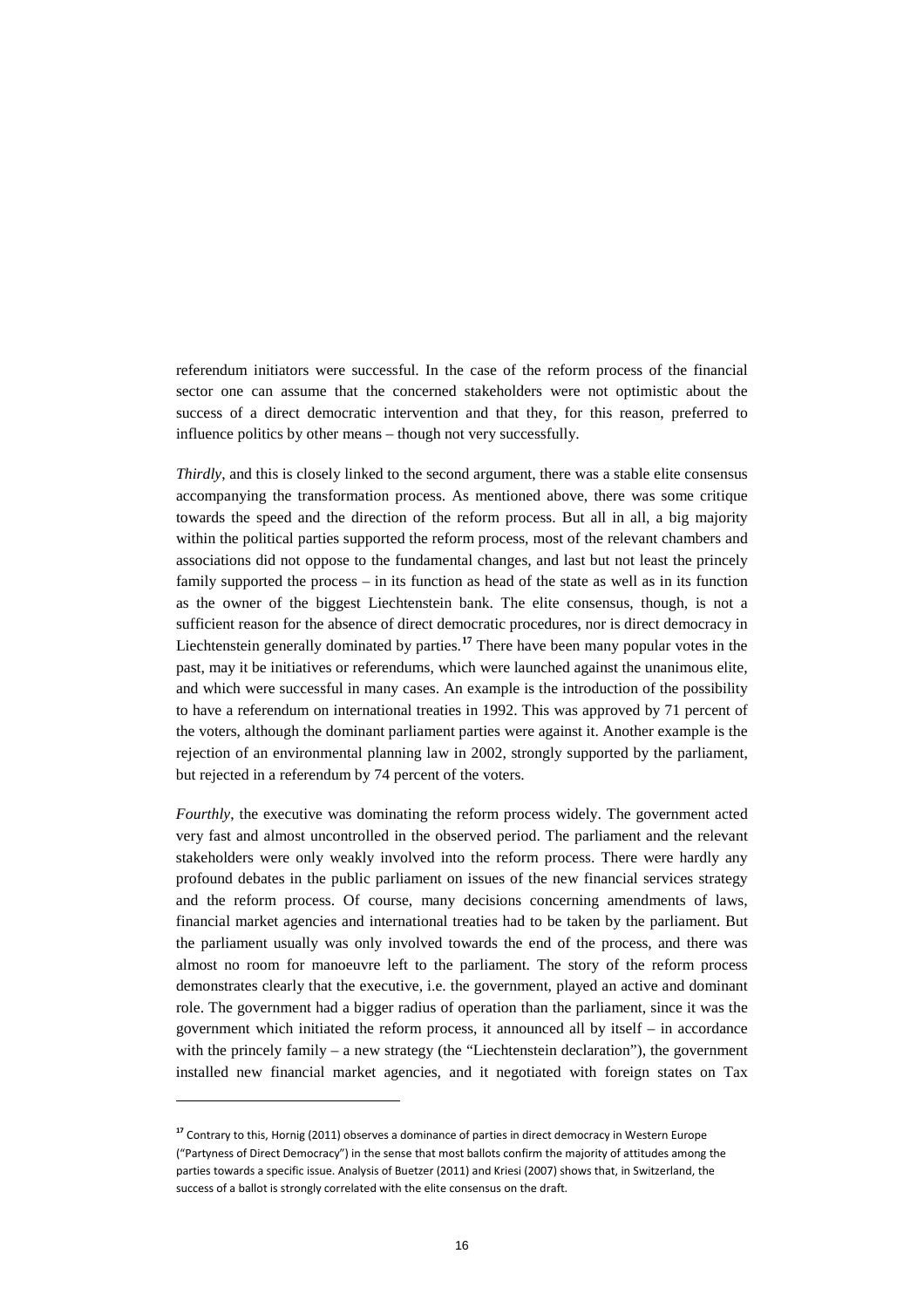referendum initiators were successful. In the case of the reform process of the financial sector one can assume that the concerned stakeholders were not optimistic about the success of a direct democratic intervention and that they, for this reason, preferred to influence politics by other means – though not very successfully.

*Thirdly*, and this is closely linked to the second argument, there was a stable elite consensus accompanying the transformation process. As mentioned above, there was some critique towards the speed and the direction of the reform process. But all in all, a big majority within the political parties supported the reform process, most of the relevant chambers and associations did not oppose to the fundamental changes, and last but not least the princely family supported the process – in its function as head of the state as well as in its function as the owner of the biggest Liechtenstein bank. The elite consensus, though, is not a sufficient reason for the absence of direct democratic procedures, nor is direct democracy in Liechtenstein generally dominated by parties.[17] There have been many popular votes in the past, may it be initiatives or referendums, which were launched against the unanimous elite, and which were successful in many cases. An example is the introduction of the possibility to have a referendum on international treaties in 1992. This was approved by 71 percent of the voters, although the dominant parliament parties were against it. Another example is the rejection of an environmental planning law in 2002, strongly supported by the parliament, but rejected in a referendum by 74 percent of the voters.

*Fourthly*, the executive was dominating the reform process widely. The government acted very fast and almost uncontrolled in the observed period. The parliament and the relevant stakeholders were only weakly involved into the reform process. There were hardly any profound debates in the public parliament on issues of the new financial services strategy and the reform process. Of course, many decisions concerning amendments of laws, financial market agencies and international treaties had to be taken by the parliament. But the parliament usually was only involved towards the end of the process, and there was almost no room for manoeuvre left to the parliament. The story of the reform process demonstrates clearly that the executive, i.e. the government, played an active and dominant role. The government had a bigger radius of operation than the parliament, since it was the government which initiated the reform process, it announced all by itself – in accordance with the princely family – a new strategy (the "Liechtenstein declaration"), the government installed new financial market agencies, and it negotiated with foreign states on Tax

[17] Contrary to this, Hornig (2011) observes a dominance of parties in direct democracy in Western Europe ("Partyness of Direct Democracy") in the sense that most ballots confirm the majority of attitudes among the parties towards a specific issue. Analysis of Buetzer (2011) and Kriesi (2007) shows that, in Switzerland, the success of a ballot is strongly correlated with the elite consensus on the draft.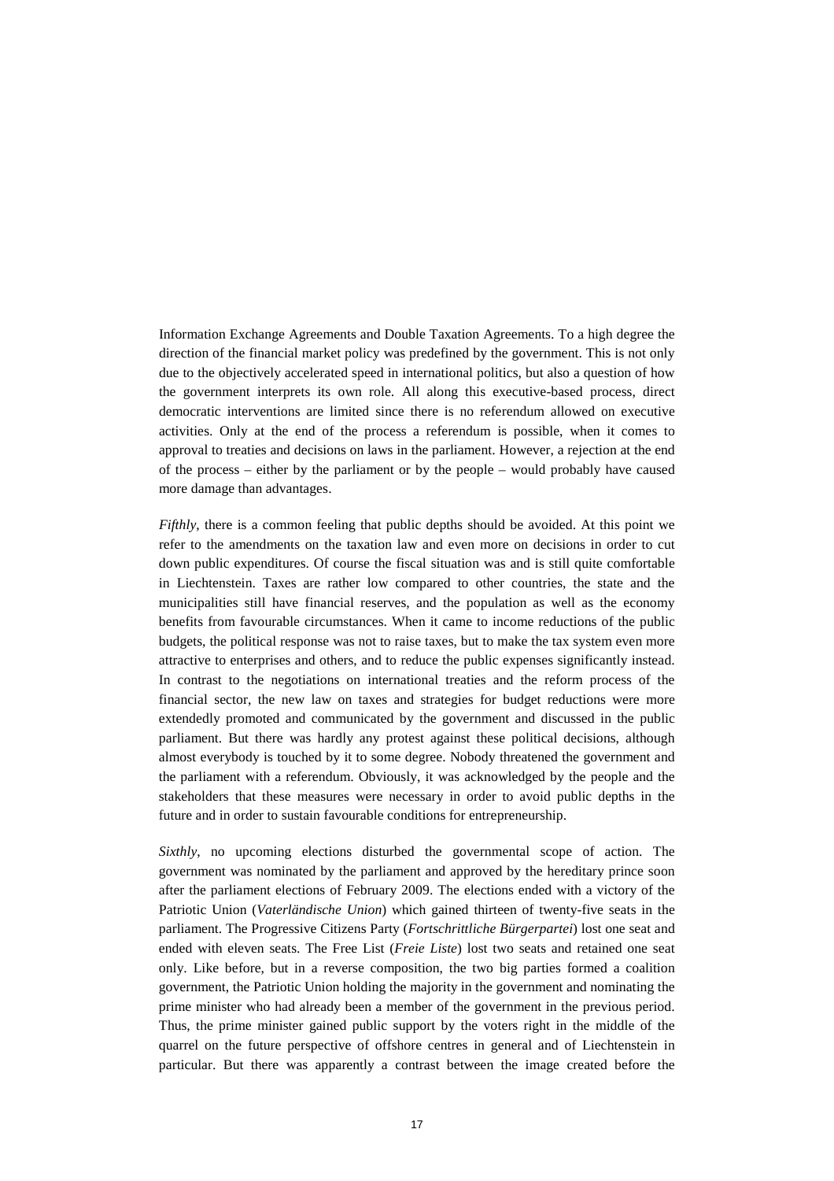Information Exchange Agreements and Double Taxation Agreements. To a high degree the direction of the financial market policy was predefined by the government. This is not only due to the objectively accelerated speed in international politics, but also a question of how the government interprets its own role. All along this executive-based process, direct democratic interventions are limited since there is no referendum allowed on executive activities. Only at the end of the process a referendum is possible, when it comes to approval to treaties and decisions on laws in the parliament. However, a rejection at the end of the process – either by the parliament or by the people – would probably have caused more damage than advantages.

*Fifthly*, there is a common feeling that public depths should be avoided. At this point we refer to the amendments on the taxation law and even more on decisions in order to cut down public expenditures. Of course the fiscal situation was and is still quite comfortable in Liechtenstein. Taxes are rather low compared to other countries, the state and the municipalities still have financial reserves, and the population as well as the economy benefits from favourable circumstances. When it came to income reductions of the public budgets, the political response was not to raise taxes, but to make the tax system even more attractive to enterprises and others, and to reduce the public expenses significantly instead. In contrast to the negotiations on international treaties and the reform process of the financial sector, the new law on taxes and strategies for budget reductions were more extendedly promoted and communicated by the government and discussed in the public parliament. But there was hardly any protest against these political decisions, although almost everybody is touched by it to some degree. Nobody threatened the government and the parliament with a referendum. Obviously, it was acknowledged by the people and the stakeholders that these measures were necessary in order to avoid public depths in the future and in order to sustain favourable conditions for entrepreneurship.

*Sixthly*, no upcoming elections disturbed the governmental scope of action. The government was nominated by the parliament and approved by the hereditary prince soon after the parliament elections of February 2009. The elections ended with a victory of the Patriotic Union (*Vaterländische Union*) which gained thirteen of twenty-five seats in the parliament. The Progressive Citizens Party (*Fortschrittliche Bürgerpartei*) lost one seat and ended with eleven seats. The Free List (*Freie Liste*) lost two seats and retained one seat only. Like before, but in a reverse composition, the two big parties formed a coalition government, the Patriotic Union holding the majority in the government and nominating the prime minister who had already been a member of the government in the previous period. Thus, the prime minister gained public support by the voters right in the middle of the quarrel on the future perspective of offshore centres in general and of Liechtenstein in particular. But there was apparently a contrast between the image created before the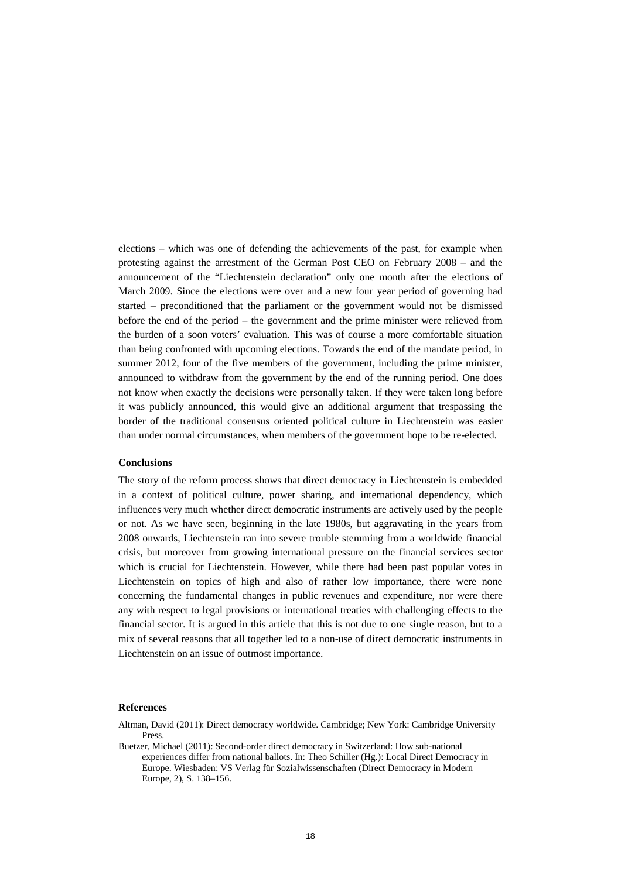elections – which was one of defending the achievements of the past, for example when protesting against the arrestment of the German Post CEO on February 2008 – and the announcement of the "Liechtenstein declaration" only one month after the elections of March 2009. Since the elections were over and a new four year period of governing had started – preconditioned that the parliament or the government would not be dismissed before the end of the period – the government and the prime minister were relieved from the burden of a soon voters' evaluation. This was of course a more comfortable situation than being confronted with upcoming elections. Towards the end of the mandate period, in summer 2012, four of the five members of the government, including the prime minister, announced to withdraw from the government by the end of the running period. One does not know when exactly the decisions were personally taken. If they were taken long before it was publicly announced, this would give an additional argument that trespassing the border of the traditional consensus oriented political culture in Liechtenstein was easier than under normal circumstances, when members of the government hope to be re-elected.

## Conclusions

The story of the reform process shows that direct democracy in Liechtenstein is embedded in a context of political culture, power sharing, and international dependency, which influences very much whether direct democratic instruments are actively used by the people or not. As we have seen, beginning in the late 1980s, but aggravating in the years from 2008 onwards, Liechtenstein ran into severe trouble stemming from a worldwide financial crisis, but moreover from growing international pressure on the financial services sector which is crucial for Liechtenstein. However, while there had been past popular votes in Liechtenstein on topics of high and also of rather low importance, there were none concerning the fundamental changes in public revenues and expenditure, nor were there any with respect to legal provisions or international treaties with challenging effects to the financial sector. It is argued in this article that this is not due to one single reason, but to a mix of several reasons that all together led to a non-use of direct democratic instruments in Liechtenstein on an issue of outmost importance.

## References

Altman, David (2011): Direct democracy worldwide. Cambridge; New York: Cambridge University Press.

Buetzer, Michael (2011): Second-order direct democracy in Switzerland: How sub-national experiences differ from national ballots. In: Theo Schiller (Hg.): Local Direct Democracy in Europe. Wiesbaden: VS Verlag für Sozialwissenschaften (Direct Democracy in Modern Europe, 2), S. 138–156.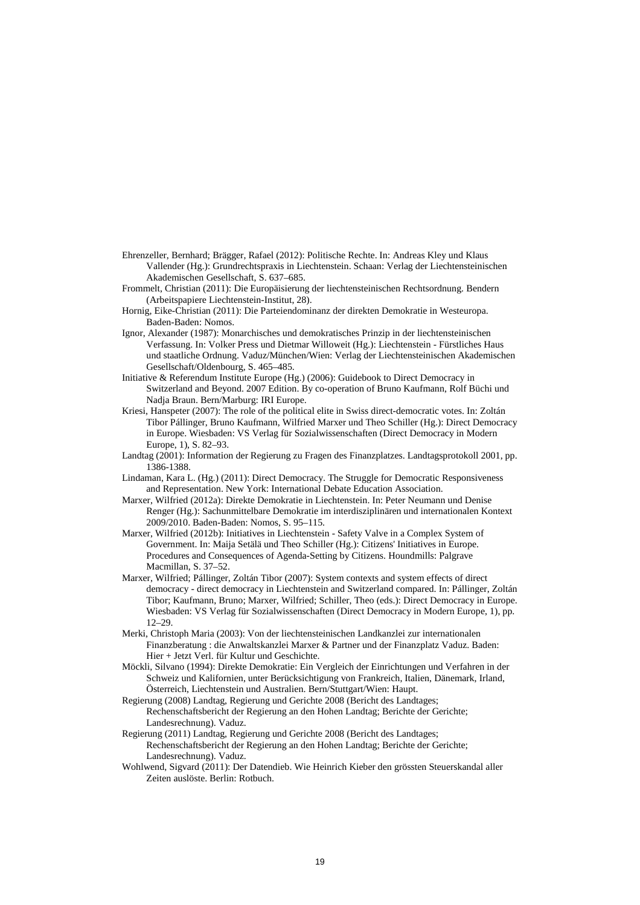Ehrenzeller, Bernhard; Brägger, Rafael (2012): Politische Rechte. In: Andreas Kley und Klaus Vallender (Hg.): Grundrechtspraxis in Liechtenstein. Schaan: Verlag der Liechtensteinischen Akademischen Gesellschaft, S. 637–685.

Frommelt, Christian (2011): Die Europäisierung der liechtensteinischen Rechtsordnung. Bendern (Arbeitspapiere Liechtenstein-Institut, 28).

Hornig, Eike-Christian (2011): Die Parteiendominanz der direkten Demokratie in Westeuropa. Baden-Baden: Nomos.

Ignor, Alexander (1987): Monarchisches und demokratisches Prinzip in der liechtensteinischen Verfassung. In: Volker Press und Dietmar Willoweit (Hg.): Liechtenstein - Fürstliches Haus und staatliche Ordnung. Vaduz/München/Wien: Verlag der Liechtensteinischen Akademischen Gesellschaft/Oldenbourg, S. 465–485.

Initiative & Referendum Institute Europe (Hg.) (2006): Guidebook to Direct Democracy in Switzerland and Beyond. 2007 Edition. By co-operation of Bruno Kaufmann, Rolf Büchi und Nadja Braun. Bern/Marburg: IRI Europe.

Kriesi, Hanspeter (2007): The role of the political elite in Swiss direct-democratic votes. In: Zoltán Tibor Pállinger, Bruno Kaufmann, Wilfried Marxer und Theo Schiller (Hg.): Direct Democracy in Europe. Wiesbaden: VS Verlag für Sozialwissenschaften (Direct Democracy in Modern Europe, 1), S. 82–93.

Landtag (2001): Information der Regierung zu Fragen des Finanzplatzes. Landtagsprotokoll 2001, pp. 1386-1388.

Lindaman, Kara L. (Hg.) (2011): Direct Democracy. The Struggle for Democratic Responsiveness and Representation. New York: International Debate Education Association.

Marxer, Wilfried (2012a): Direkte Demokratie in Liechtenstein. In: Peter Neumann und Denise Renger (Hg.): Sachunmittelbare Demokratie im interdisziplinären und internationalen Kontext 2009/2010. Baden-Baden: Nomos, S. 95–115.

Marxer, Wilfried (2012b): Initiatives in Liechtenstein - Safety Valve in a Complex System of Government. In: Maija Setälä und Theo Schiller (Hg.): Citizens' Initiatives in Europe. Procedures and Consequences of Agenda-Setting by Citizens. Houndmills: Palgrave Macmillan, S. 37–52.

Marxer, Wilfried; Pállinger, Zoltán Tibor (2007): System contexts and system effects of direct democracy - direct democracy in Liechtenstein and Switzerland compared. In: Pállinger, Zoltán Tibor; Kaufmann, Bruno; Marxer, Wilfried; Schiller, Theo (eds.): Direct Democracy in Europe. Wiesbaden: VS Verlag für Sozialwissenschaften (Direct Democracy in Modern Europe, 1), pp. 12–29.

Merki, Christoph Maria (2003): Von der liechtensteinischen Landkanzlei zur internationalen Finanzberatung : die Anwaltskanzlei Marxer & Partner und der Finanzplatz Vaduz. Baden: Hier + Jetzt Verl. für Kultur und Geschichte.

Möckli, Silvano (1994): Direkte Demokratie: Ein Vergleich der Einrichtungen und Verfahren in der Schweiz und Kalifornien, unter Berücksichtigung von Frankreich, Italien, Dänemark, Irland, Österreich, Liechtenstein und Australien. Bern/Stuttgart/Wien: Haupt.

Regierung (2008) Landtag, Regierung und Gerichte 2008 (Bericht des Landtages; Rechenschaftsbericht der Regierung an den Hohen Landtag; Berichte der Gerichte; Landesrechnung). Vaduz.

Regierung (2011) Landtag, Regierung und Gerichte 2008 (Bericht des Landtages; Rechenschaftsbericht der Regierung an den Hohen Landtag; Berichte der Gerichte; Landesrechnung). Vaduz.

Wohlwend, Sigvard (2011): Der Datendieb. Wie Heinrich Kieber den grössten Steuerskandal aller Zeiten auslöste. Berlin: Rotbuch.